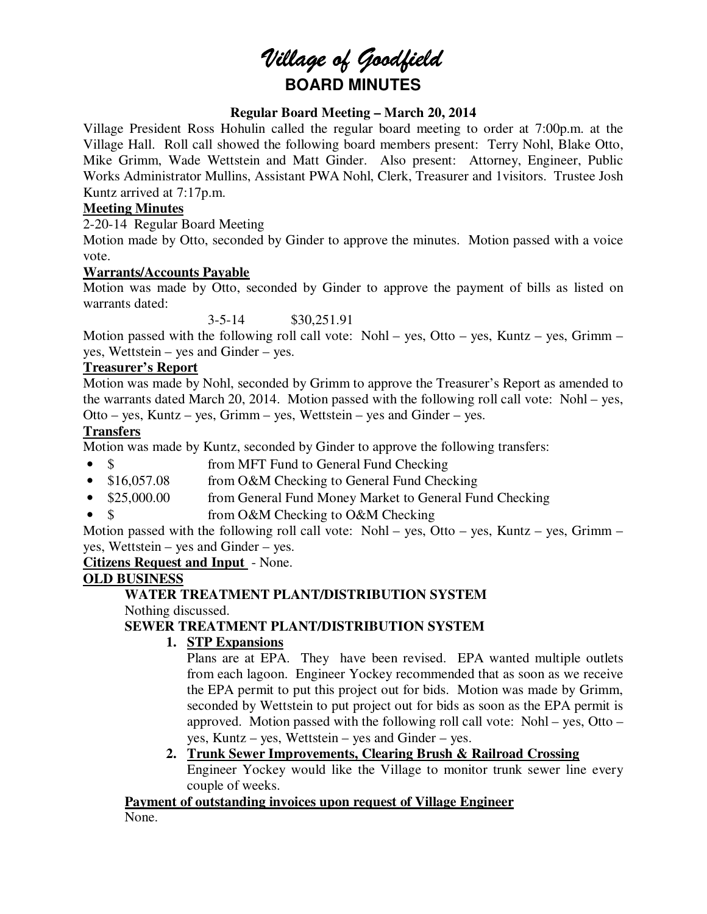# Village of Goodfield

## BOARD MINUTES

**Regular Board Meeting – March 20, 2014**

Village President Ross Hohulin called the regular board meeting to order at 7:00p.m. at the Village Hall. Roll call showed the following board members present: Terry Nohl, Blake Otto, Mike Grimm, Wade Wettstein and Matt Ginder. Also present: Attorney, Engineer, Public Works Administrator Mullins, Assistant PWA Nohl, Clerk, Treasurer and 1visitors. Trustee Josh Kuntz arrived at 7:17p.m.

**Meeting Minutes**

2-20-14 Regular Board Meeting

Motion made by Otto, seconded by Ginder to approve the minutes. Motion passed with a voice vote.

**Warrants/Accounts Payable**

Motion was made by Otto, seconded by Ginder to approve the payment of bills as listed on warrants dated:

3-5-14 $30,251.91

Motion passed with the following roll call vote: Nohl – yes, Otto – yes, Kuntz – yes, Grimm – yes, Wettstein – yes and Ginder – yes.

**Treasurer's Report**

Motion was made by Nohl, seconded by Grimm to approve the Treasurer's Report as amended to the warrants dated March 20, 2014. Motion passed with the following roll call vote: Nohl – yes, Otto – yes, Kuntz – yes, Grimm – yes, Wettstein – yes and Ginder – yes.

**Transfers**

Motion was made by Kuntz, seconded by Ginder to approve the following transfers:

- $ from MFT Fund to General Fund Checking
- $16,057.08 from O&M Checking to General Fund Checking
- $25,000.00 from General Fund Money Market to General Fund Checking
- $ from O&M Checking to O&M Checking

Motion passed with the following roll call vote: Nohl – yes, Otto – yes, Kuntz – yes, Grimm – yes, Wettstein – yes and Ginder – yes.

**Citizens Request and Input** - None.

**OLD BUSINESS**

**WATER TREATMENT PLANT/DISTRIBUTION SYSTEM**

Nothing discussed.

**SEWER TREATMENT PLANT/DISTRIBUTION SYSTEM**

1. **STP Expansions**

   Plans are at EPA. They have been revised. EPA wanted multiple outlets from each lagoon. Engineer Yockey recommended that as soon as we receive the EPA permit to put this project out for bids. Motion was made by Grimm, seconded by Wettstein to put project out for bids as soon as the EPA permit is approved. Motion passed with the following roll call vote: Nohl – yes, Otto – yes, Kuntz – yes, Wettstein – yes and Ginder – yes.

2. **Trunk Sewer Improvements, Clearing Brush & Railroad Crossing**

   Engineer Yockey would like the Village to monitor trunk sewer line every couple of weeks.

**Payment of outstanding invoices upon request of Village Engineer**

None.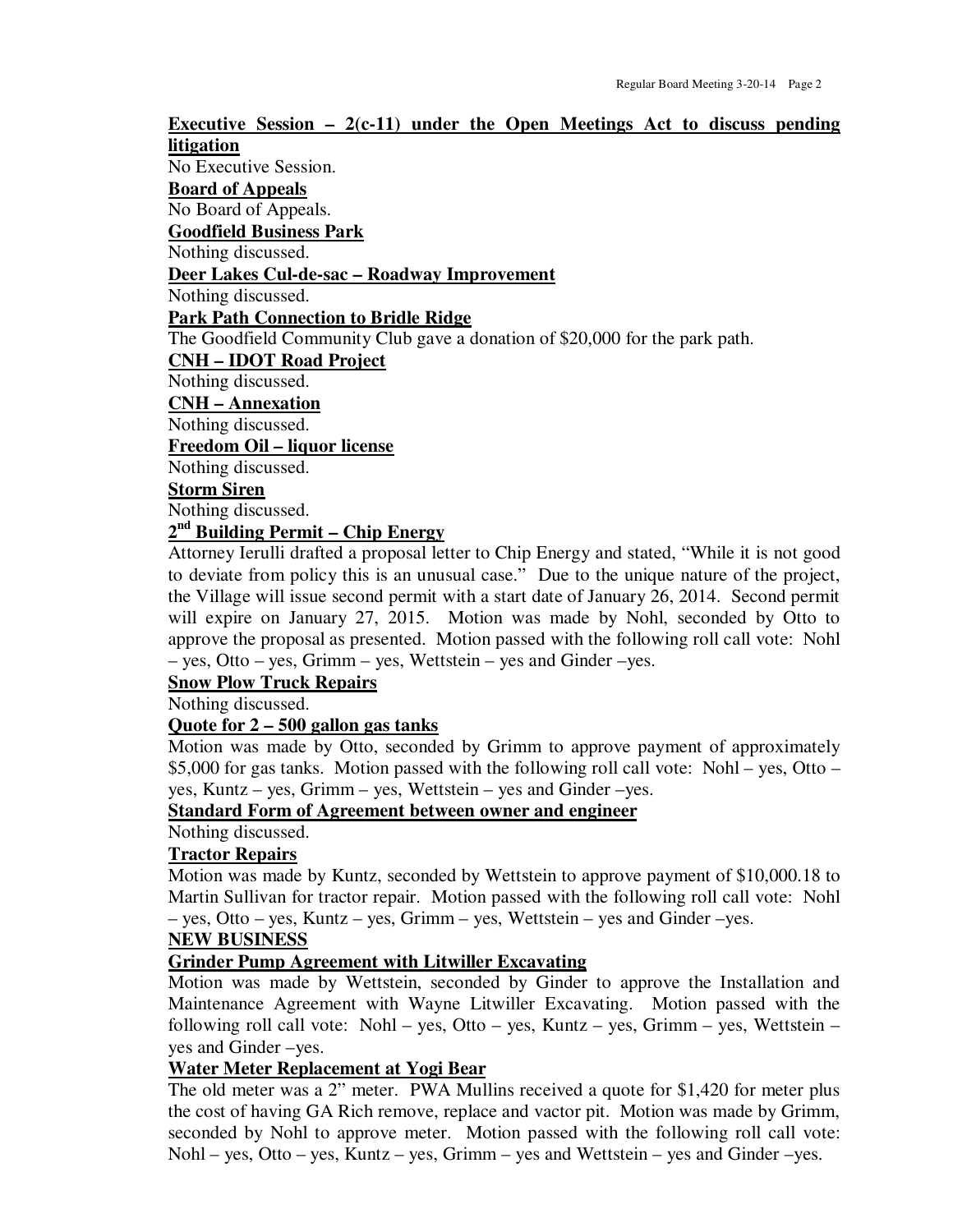**Executive Session – 2(c-11) under the Open Meetings Act to discuss pending litigation**

No Executive Session.

**Board of Appeals**

No Board of Appeals.

**Goodfield Business Park**

Nothing discussed.

**Deer Lakes Cul-de-sac – Roadway Improvement**

Nothing discussed.

**Park Path Connection to Bridle Ridge**

The Goodfield Community Club gave a donation of $20,000 for the park path.

**CNH – IDOT Road Project**

Nothing discussed.

**CNH – Annexation**

Nothing discussed.

**Freedom Oil – liquor license**

Nothing discussed.

**Storm Siren**

Nothing discussed.

**2nd Building Permit – Chip Energy**

Attorney Ierulli drafted a proposal letter to Chip Energy and stated, "While it is not good to deviate from policy this is an unusual case." Due to the unique nature of the project, the Village will issue second permit with a start date of January 26, 2014. Second permit will expire on January 27, 2015. Motion was made by Nohl, seconded by Otto to approve the proposal as presented. Motion passed with the following roll call vote: Nohl – yes, Otto – yes, Grimm – yes, Wettstein – yes and Ginder –yes.

**Snow Plow Truck Repairs**

Nothing discussed.

**Quote for 2 – 500 gallon gas tanks**

Motion was made by Otto, seconded by Grimm to approve payment of approximately $5,000 for gas tanks. Motion passed with the following roll call vote: Nohl – yes, Otto – yes, Kuntz – yes, Grimm – yes, Wettstein – yes and Ginder –yes.

**Standard Form of Agreement between owner and engineer**

Nothing discussed.

**Tractor Repairs**

Motion was made by Kuntz, seconded by Wettstein to approve payment of $10,000.18 to Martin Sullivan for tractor repair. Motion passed with the following roll call vote: Nohl – yes, Otto – yes, Kuntz – yes, Grimm – yes, Wettstein – yes and Ginder –yes.

**NEW BUSINESS**

**Grinder Pump Agreement with Litwiller Excavating**

Motion was made by Wettstein, seconded by Ginder to approve the Installation and Maintenance Agreement with Wayne Litwiller Excavating. Motion passed with the following roll call vote: Nohl – yes, Otto – yes, Kuntz – yes, Grimm – yes, Wettstein – yes and Ginder –yes.

**Water Meter Replacement at Yogi Bear**

The old meter was a 2" meter. PWA Mullins received a quote for $1,420 for meter plus the cost of having GA Rich remove, replace and vactor pit. Motion was made by Grimm, seconded by Nohl to approve meter. Motion passed with the following roll call vote: Nohl – yes, Otto – yes, Kuntz – yes, Grimm – yes and Wettstein – yes and Ginder –yes.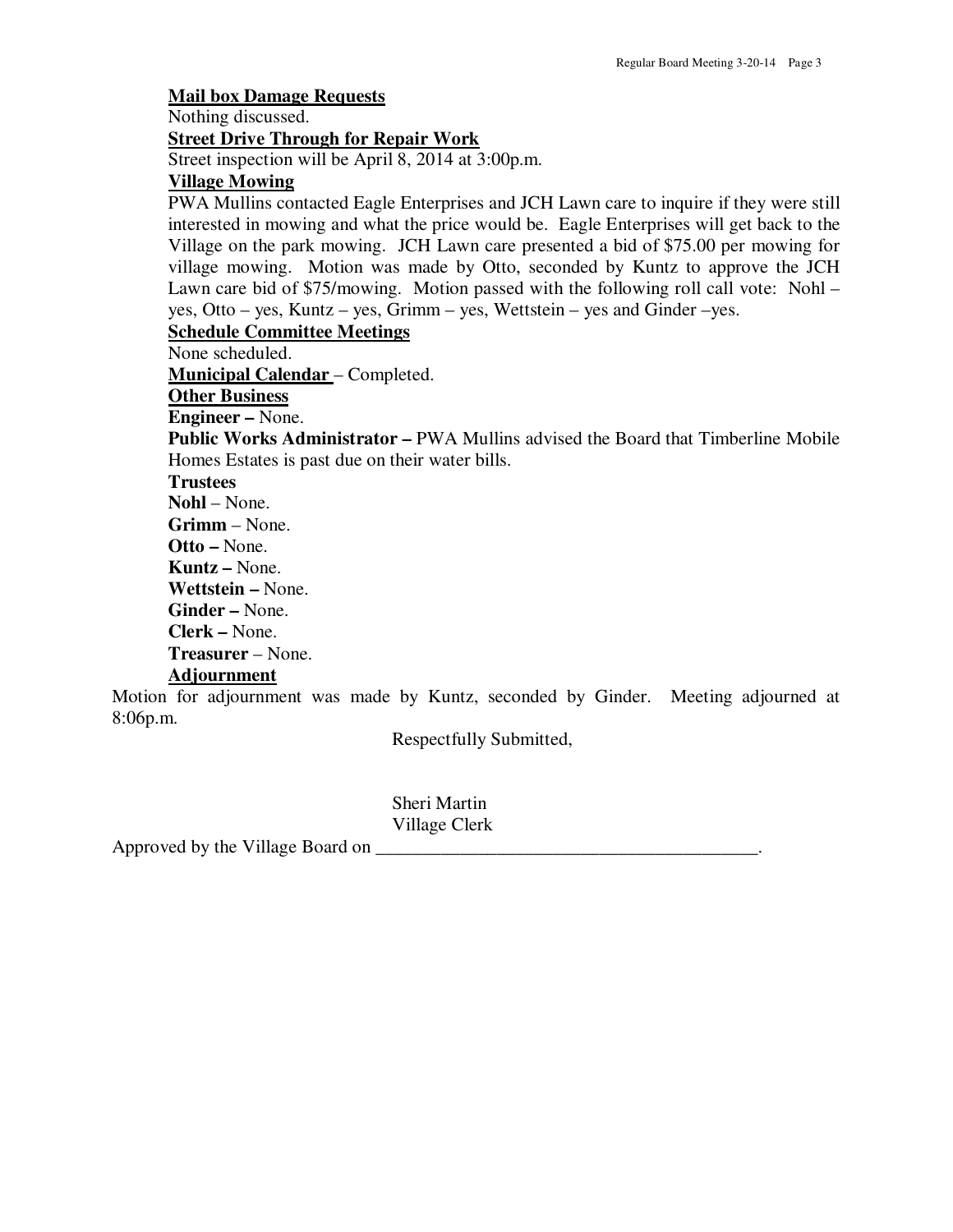**<u>Mail box Damage Requests</u>**

Nothing discussed.

**<u>Street Drive Through for Repair Work</u>**

Street inspection will be April 8, 2014 at 3:00p.m.

**<u>Village Mowing</u>**

PWA Mullins contacted Eagle Enterprises and JCH Lawn care to inquire if they were still interested in mowing and what the price would be. Eagle Enterprises will get back to the Village on the park mowing. JCH Lawn care presented a bid of $75.00 per mowing for village mowing. Motion was made by Otto, seconded by Kuntz to approve the JCH Lawn care bid of $75/mowing. Motion passed with the following roll call vote: Nohl – yes, Otto – yes, Kuntz – yes, Grimm – yes, Wettstein – yes and Ginder –yes.

**<u>Schedule Committee Meetings</u>**

None scheduled.

**<u>Municipal Calendar</u>** – Completed.

**<u>Other Business</u>**

**Engineer –** None.

**Public Works Administrator –** PWA Mullins advised the Board that Timberline Mobile Homes Estates is past due on their water bills.

**Trustees**

**Nohl** – None.

**Grimm** – None.

**Otto –** None.

**Kuntz –** None.

**Wettstein –** None.

**Ginder –** None.

**Clerk –** None.

**Treasurer** – None.

**<u>Adjournment</u>**

Motion for adjournment was made by Kuntz, seconded by Ginder. Meeting adjourned at 8:06p.m.

Respectfully Submitted,

Sheri Martin
Village Clerk

Approved by the Village Board on ________________________________________.